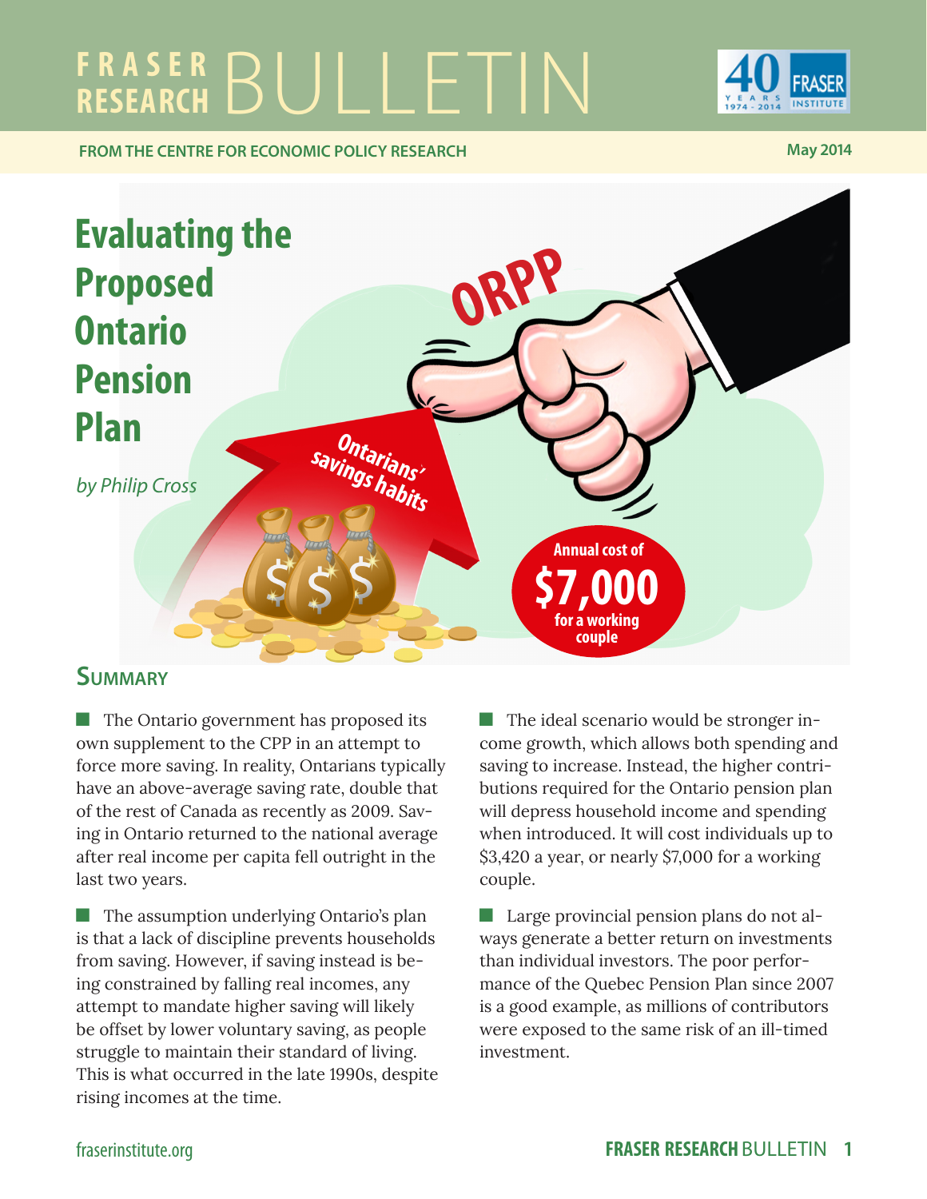# Evaluating the Proposed Ontario Pension Plan

*by Philip Cross*

May 2014

## Summary

- The Ontario government has proposed its own supplement to the CPP in an attempt to force more saving. In reality, Ontarians typically have an above-average saving rate, double that of the rest of Canada as recently as 2009. Saving in Ontario returned to the national average after real income per capita fell outright in the last two years.

- The assumption underlying Ontario's plan is that a lack of discipline prevents households from saving. However, if saving instead is being constrained by falling real incomes, any attempt to mandate higher saving will likely be offset by lower voluntary saving, as people struggle to maintain their standard of living. This is what occurred in the late 1990s, despite rising incomes at the time.

- The ideal scenario would be stronger income growth, which allows both spending and saving to increase. Instead, the higher contributions required for the Ontario pension plan will depress household income and spending when introduced. It will cost individuals up to $3,420 a year, or nearly $7,000 for a working couple.

- Large provincial pension plans do not always generate a better return on investments than individual investors. The poor performance of the Quebec Pension Plan since 2007 is a good example, as millions of contributors were exposed to the same risk of an ill-timed investment.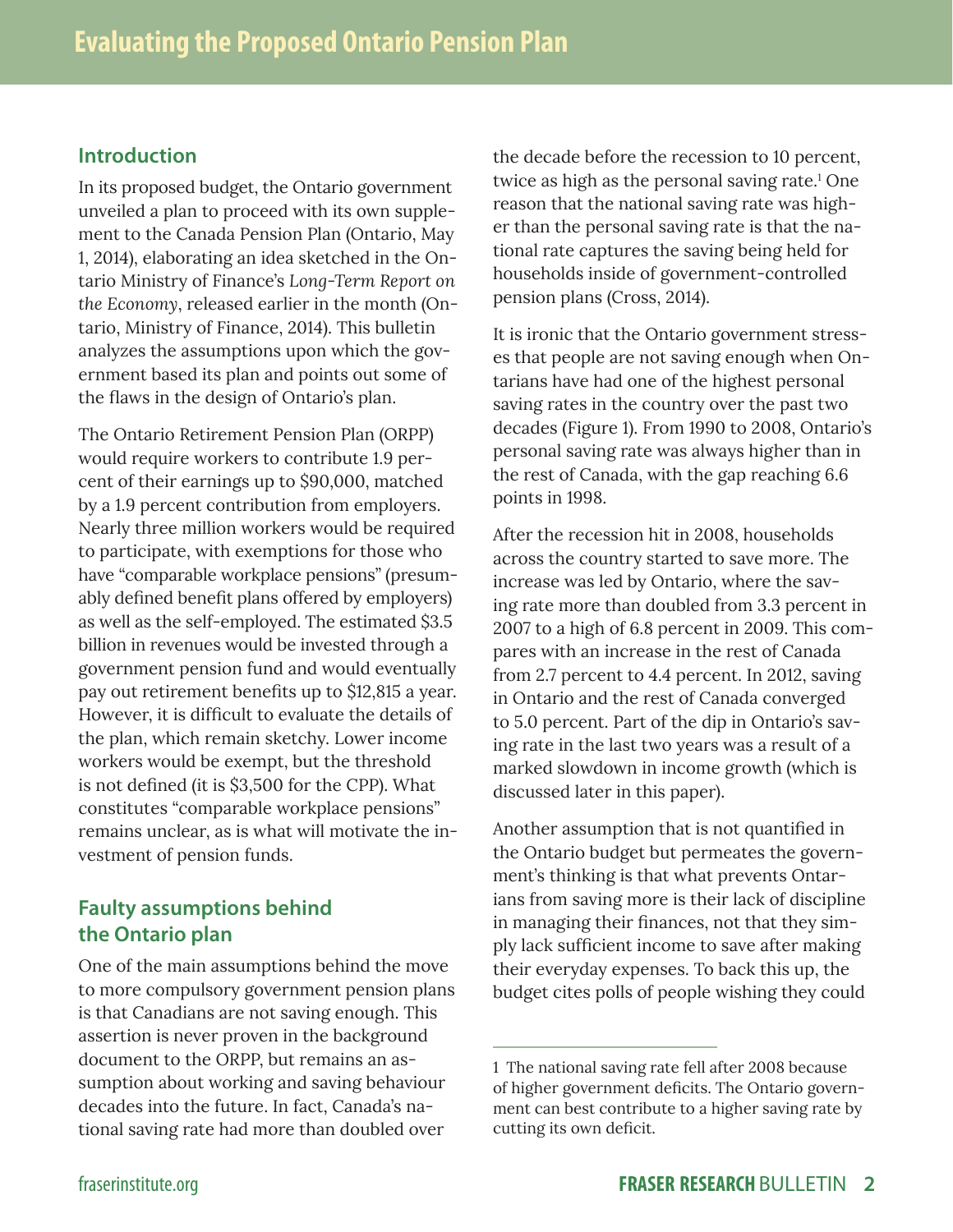## Introduction

In its proposed budget, the Ontario government unveiled a plan to proceed with its own supplement to the Canada Pension Plan (Ontario, May 1, 2014), elaborating an idea sketched in the Ontario Ministry of Finance's *Long-Term Report on the Economy*, released earlier in the month (Ontario, Ministry of Finance, 2014). This bulletin analyzes the assumptions upon which the government based its plan and points out some of the flaws in the design of Ontario's plan.

The Ontario Retirement Pension Plan (ORPP) would require workers to contribute 1.9 percent of their earnings up to $90,000, matched by a 1.9 percent contribution from employers. Nearly three million workers would be required to participate, with exemptions for those who have "comparable workplace pensions" (presumably defined benefit plans offered by employers) as well as the self-employed. The estimated $3.5 billion in revenues would be invested through a government pension fund and would eventually pay out retirement benefits up to $12,815 a year. However, it is difficult to evaluate the details of the plan, which remain sketchy. Lower income workers would be exempt, but the threshold is not defined (it is $3,500 for the CPP). What constitutes "comparable workplace pensions" remains unclear, as is what will motivate the investment of pension funds.

## Faulty assumptions behind the Ontario plan

One of the main assumptions behind the move to more compulsory government pension plans is that Canadians are not saving enough. This assertion is never proven in the background document to the ORPP, but remains an assumption about working and saving behaviour decades into the future. In fact, Canada's national saving rate had more than doubled over the decade before the recession to 10 percent, twice as high as the personal saving rate.[1] One reason that the national saving rate was higher than the personal saving rate is that the national rate captures the saving being held for households inside of government-controlled pension plans (Cross, 2014).

It is ironic that the Ontario government stresses that people are not saving enough when Ontarians have had one of the highest personal saving rates in the country over the past two decades (Figure 1). From 1990 to 2008, Ontario's personal saving rate was always higher than in the rest of Canada, with the gap reaching 6.6 points in 1998.

After the recession hit in 2008, households across the country started to save more. The increase was led by Ontario, where the saving rate more than doubled from 3.3 percent in 2007 to a high of 6.8 percent in 2009. This compares with an increase in the rest of Canada from 2.7 percent to 4.4 percent. In 2012, saving in Ontario and the rest of Canada converged to 5.0 percent. Part of the dip in Ontario's saving rate in the last two years was a result of a marked slowdown in income growth (which is discussed later in this paper).

Another assumption that is not quantified in the Ontario budget but permeates the government's thinking is that what prevents Ontarians from saving more is their lack of discipline in managing their finances, not that they simply lack sufficient income to save after making their everyday expenses. To back this up, the budget cites polls of people wishing they could

---

[1] The national saving rate fell after 2008 because of higher government deficits. The Ontario government can best contribute to a higher saving rate by cutting its own deficit.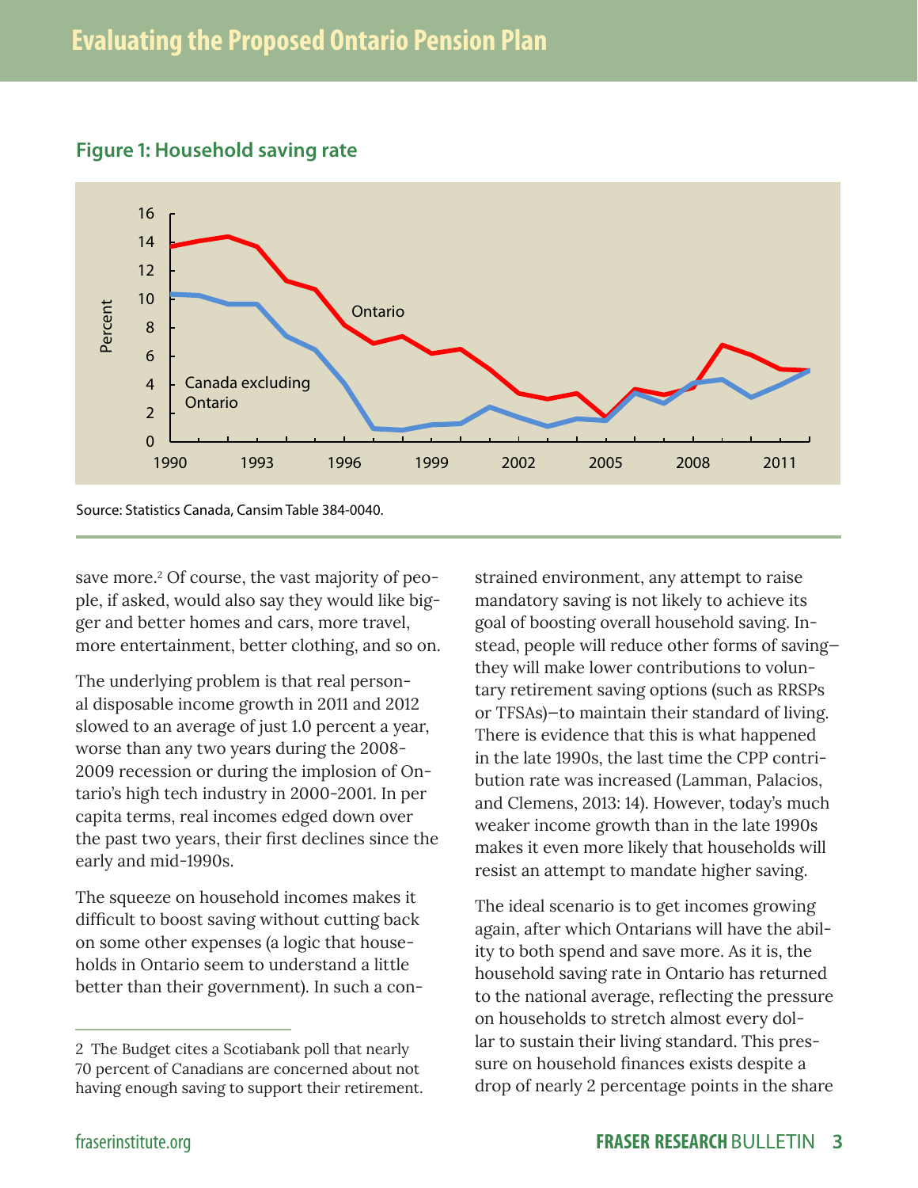**Figure 1: Household saving rate**

Source: Statistics Canada, Cansim Table 384-0040.

save more.[2] Of course, the vast majority of people, if asked, would also say they would like bigger and better homes and cars, more travel, more entertainment, better clothing, and so on.

The underlying problem is that real personal disposable income growth in 2011 and 2012 slowed to an average of just 1.0 percent a year, worse than any two years during the 2008-2009 recession or during the implosion of Ontario's high tech industry in 2000-2001. In per capita terms, real incomes edged down over the past two years, their first declines since the early and mid-1990s.

The squeeze on household incomes makes it difficult to boost saving without cutting back on some other expenses (a logic that households in Ontario seem to understand a little better than their government). In such a constrained environment, any attempt to raise mandatory saving is not likely to achieve its goal of boosting overall household saving. Instead, people will reduce other forms of saving—they will make lower contributions to voluntary retirement saving options (such as RRSPs or TFSAs)—to maintain their standard of living. There is evidence that this is what happened in the late 1990s, the last time the CPP contribution rate was increased (Lamman, Palacios, and Clemens, 2013: 14). However, today's much weaker income growth than in the late 1990s makes it even more likely that households will resist an attempt to mandate higher saving.

The ideal scenario is to get incomes growing again, after which Ontarians will have the ability to both spend and save more. As it is, the household saving rate in Ontario has returned to the national average, reflecting the pressure on households to stretch almost every dollar to sustain their living standard. This pressure on household finances exists despite a drop of nearly 2 percentage points in the share

---

[2] The Budget cites a Scotiabank poll that nearly 70 percent of Canadians are concerned about not having enough saving to support their retirement.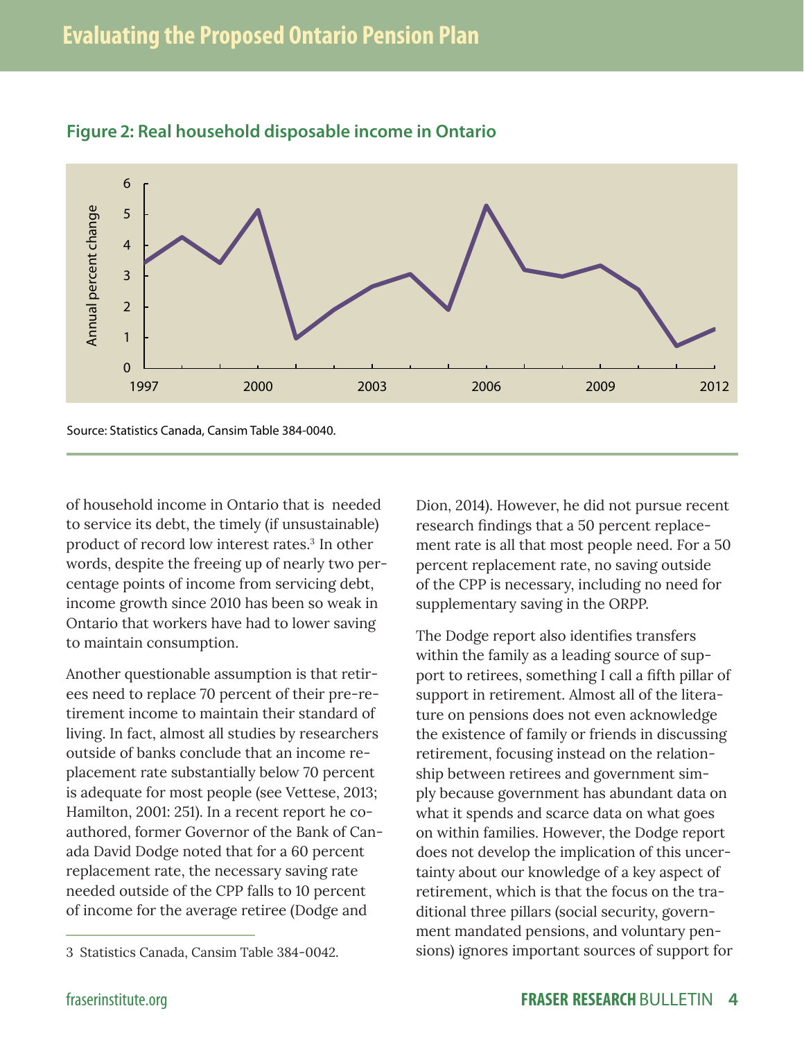**Figure 2: Real household disposable income in Ontario**

Source: Statistics Canada, Cansim Table 384-0040.

of household income in Ontario that is needed to service its debt, the timely (if unsustainable) product of record low interest rates.[3] In other words, despite the freeing up of nearly two percentage points of income from servicing debt, income growth since 2010 has been so weak in Ontario that workers have had to lower saving to maintain consumption.

Another questionable assumption is that retirees need to replace 70 percent of their pre-retirement income to maintain their standard of living. In fact, almost all studies by researchers outside of banks conclude that an income replacement rate substantially below 70 percent is adequate for most people (see Vettese, 2013; Hamilton, 2001: 251). In a recent report he coauthored, former Governor of the Bank of Canada David Dodge noted that for a 60 percent replacement rate, the necessary saving rate needed outside of the CPP falls to 10 percent of income for the average retiree (Dodge and Dion, 2014). However, he did not pursue recent research findings that a 50 percent replacement rate is all that most people need. For a 50 percent replacement rate, no saving outside of the CPP is necessary, including no need for supplementary saving in the ORPP.

The Dodge report also identifies transfers within the family as a leading source of support to retirees, something I call a fifth pillar of support in retirement. Almost all of the literature on pensions does not even acknowledge the existence of family or friends in discussing retirement, focusing instead on the relationship between retirees and government simply because government has abundant data on what it spends and scarce data on what goes on within families. However, the Dodge report does not develop the implication of this uncertainty about our knowledge of a key aspect of retirement, which is that the focus on the traditional three pillars (social security, government mandated pensions, and voluntary pensions) ignores important sources of support for

3 Statistics Canada, Cansim Table 384-0042.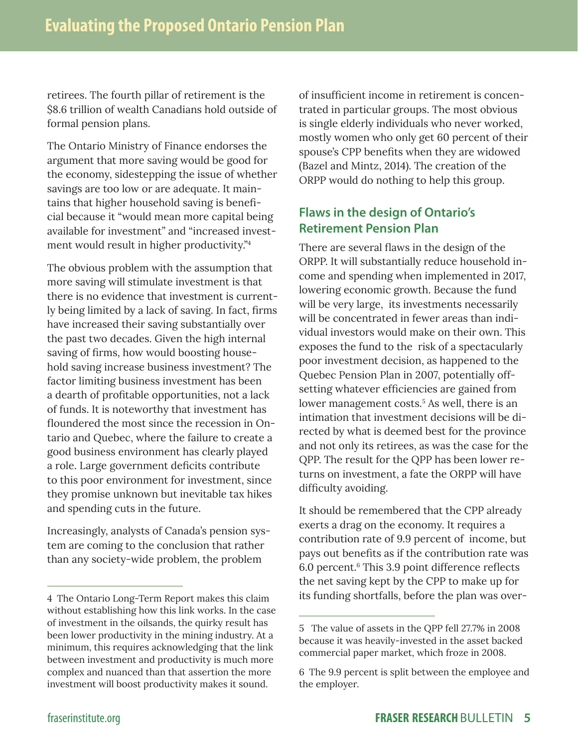retirees. The fourth pillar of retirement is the $8.6 trillion of wealth Canadians hold outside of formal pension plans.

The Ontario Ministry of Finance endorses the argument that more saving would be good for the economy, sidestepping the issue of whether savings are too low or are adequate. It maintains that higher household saving is beneficial because it "would mean more capital being available for investment" and "increased investment would result in higher productivity."[4]

The obvious problem with the assumption that more saving will stimulate investment is that there is no evidence that investment is currently being limited by a lack of saving. In fact, firms have increased their saving substantially over the past two decades. Given the high internal saving of firms, how would boosting household saving increase business investment? The factor limiting business investment has been a dearth of profitable opportunities, not a lack of funds. It is noteworthy that investment has floundered the most since the recession in Ontario and Quebec, where the failure to create a good business environment has clearly played a role. Large government deficits contribute to this poor environment for investment, since they promise unknown but inevitable tax hikes and spending cuts in the future.

Increasingly, analysts of Canada's pension system are coming to the conclusion that rather than any society-wide problem, the problem of insufficient income in retirement is concentrated in particular groups. The most obvious is single elderly individuals who never worked, mostly women who only get 60 percent of their spouse's CPP benefits when they are widowed (Bazel and Mintz, 2014). The creation of the ORPP would do nothing to help this group.

## Flaws in the design of Ontario's Retirement Pension Plan

There are several flaws in the design of the ORPP. It will substantially reduce household income and spending when implemented in 2017, lowering economic growth. Because the fund will be very large, its investments necessarily will be concentrated in fewer areas than individual investors would make on their own. This exposes the fund to the risk of a spectacularly poor investment decision, as happened to the Quebec Pension Plan in 2007, potentially offsetting whatever efficiencies are gained from lower management costs.[5] As well, there is an intimation that investment decisions will be directed by what is deemed best for the province and not only its retirees, as was the case for the QPP. The result for the QPP has been lower returns on investment, a fate the ORPP will have difficulty avoiding.

It should be remembered that the CPP already exerts a drag on the economy. It requires a contribution rate of 9.9 percent of income, but pays out benefits as if the contribution rate was 6.0 percent.[6] This 3.9 point difference reflects the net saving kept by the CPP to make up for its funding shortfalls, before the plan was over-

---

4 The Ontario Long-Term Report makes this claim without establishing how this link works. In the case of investment in the oilsands, the quirky result has been lower productivity in the mining industry. At a minimum, this requires acknowledging that the link between investment and productivity is much more complex and nuanced than that assertion the more investment will boost productivity makes it sound.

5 The value of assets in the QPP fell 27.7% in 2008 because it was heavily-invested in the asset backed commercial paper market, which froze in 2008.

6 The 9.9 percent is split between the employee and the employer.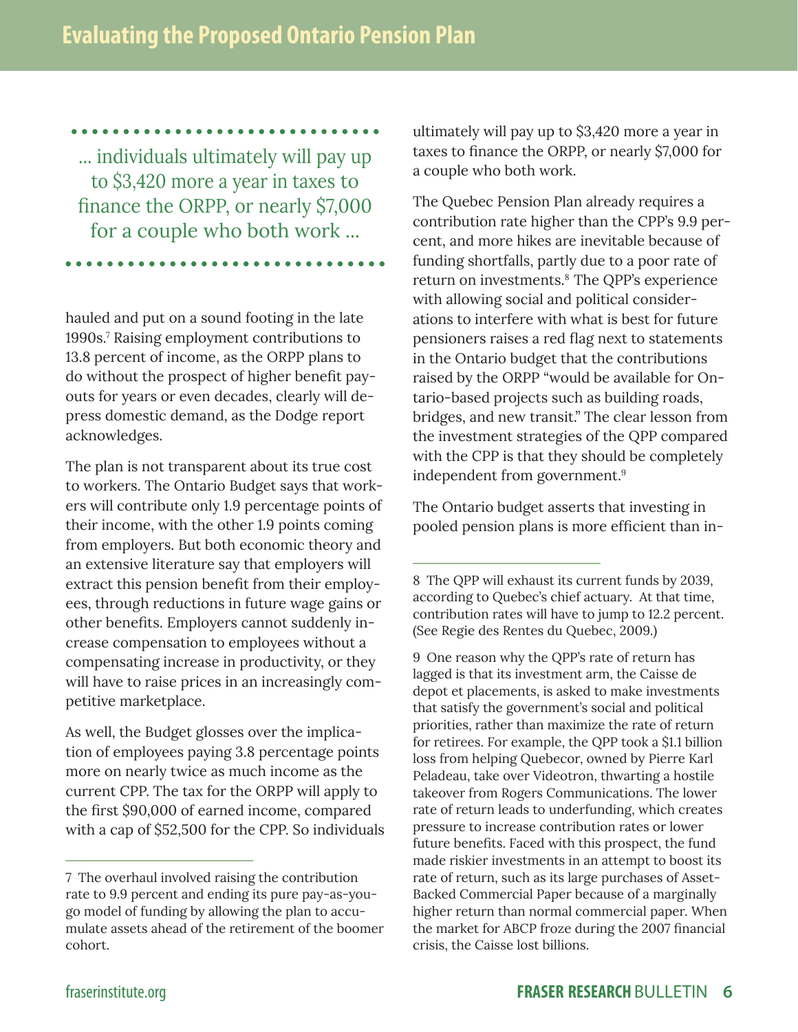> ... individuals ultimately will pay up to $3,420 more a year in taxes to finance the ORPP, or nearly $7,000 for a couple who both work ...

hauled and put on a sound footing in the late 1990s.[7] Raising employment contributions to 13.8 percent of income, as the ORPP plans to do without the prospect of higher benefit payouts for years or even decades, clearly will depress domestic demand, as the Dodge report acknowledges.

The plan is not transparent about its true cost to workers. The Ontario Budget says that workers will contribute only 1.9 percentage points of their income, with the other 1.9 points coming from employers. But both economic theory and an extensive literature say that employers will extract this pension benefit from their employees, through reductions in future wage gains or other benefits. Employers cannot suddenly increase compensation to employees without a compensating increase in productivity, or they will have to raise prices in an increasingly competitive marketplace.

As well, the Budget glosses over the implication of employees paying 3.8 percentage points more on nearly twice as much income as the current CPP. The tax for the ORPP will apply to the first $90,000 of earned income, compared with a cap of $52,500 for the CPP. So individuals ultimately will pay up to $3,420 more a year in taxes to finance the ORPP, or nearly $7,000 for a couple who both work.

The Quebec Pension Plan already requires a contribution rate higher than the CPP's 9.9 percent, and more hikes are inevitable because of funding shortfalls, partly due to a poor rate of return on investments.[8] The QPP's experience with allowing social and political considerations to interfere with what is best for future pensioners raises a red flag next to statements in the Ontario budget that the contributions raised by the ORPP "would be available for Ontario-based projects such as building roads, bridges, and new transit." The clear lesson from the investment strategies of the QPP compared with the CPP is that they should be completely independent from government.[9]

The Ontario budget asserts that investing in pooled pension plans is more efficient than in-

---

7 The overhaul involved raising the contribution rate to 9.9 percent and ending its pure pay-as-you-go model of funding by allowing the plan to accumulate assets ahead of the retirement of the boomer cohort.

8 The QPP will exhaust its current funds by 2039, according to Quebec's chief actuary. At that time, contribution rates will have to jump to 12.2 percent. (See Regie des Rentes du Quebec, 2009.)

9 One reason why the QPP's rate of return has lagged is that its investment arm, the Caisse de depot et placements, is asked to make investments that satisfy the government's social and political priorities, rather than maximize the rate of return for retirees. For example, the QPP took a $1.1 billion loss from helping Quebecor, owned by Pierre Karl Peladeau, take over Videotron, thwarting a hostile takeover from Rogers Communications. The lower rate of return leads to underfunding, which creates pressure to increase contribution rates or lower future benefits. Faced with this prospect, the fund made riskier investments in an attempt to boost its rate of return, such as its large purchases of Asset-Backed Commercial Paper because of a marginally higher return than normal commercial paper. When the market for ABCP froze during the 2007 financial crisis, the Caisse lost billions.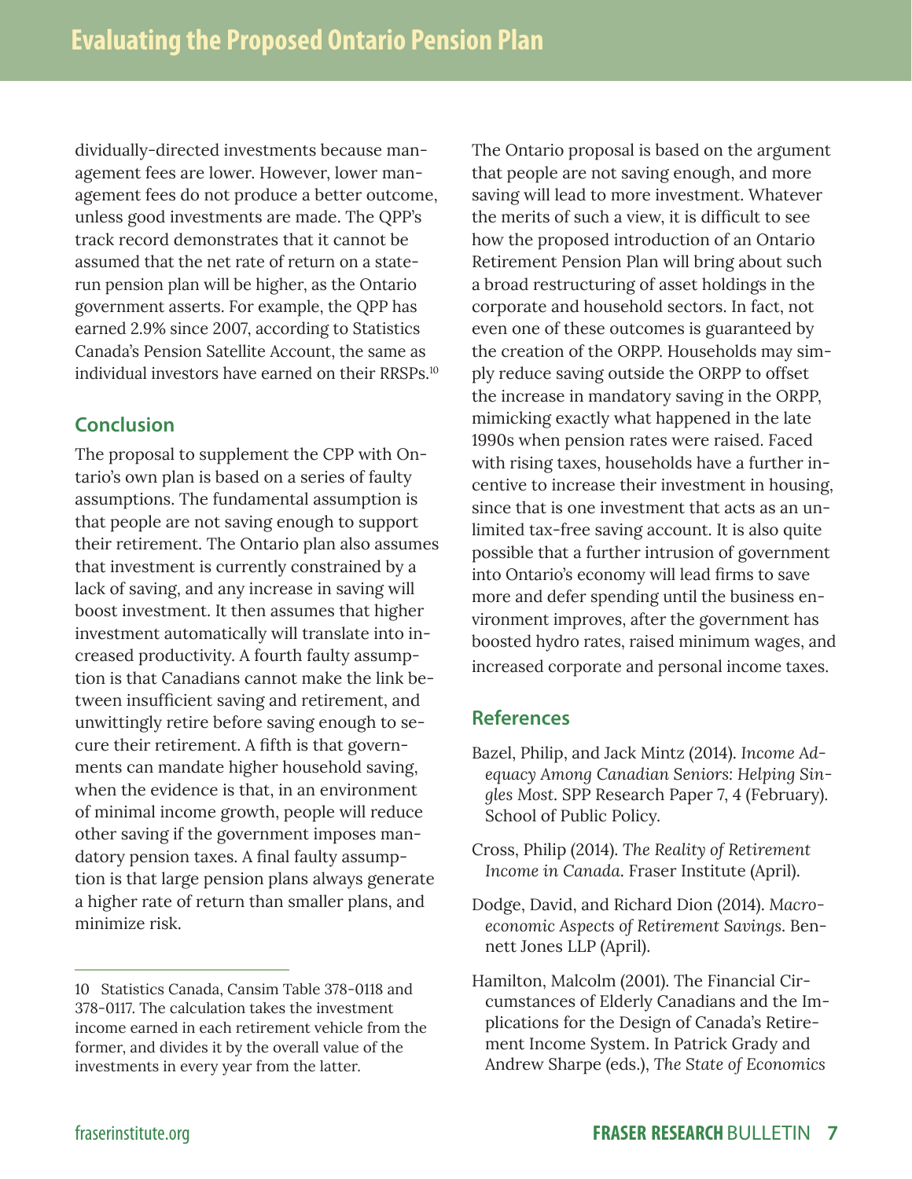dividually-directed investments because management fees are lower. However, lower management fees do not produce a better outcome, unless good investments are made. The QPP's track record demonstrates that it cannot be assumed that the net rate of return on a state-run pension plan will be higher, as the Ontario government asserts. For example, the QPP has earned 2.9% since 2007, according to Statistics Canada's Pension Satellite Account, the same as individual investors have earned on their RRSPs.[10]

## Conclusion

The proposal to supplement the CPP with Ontario's own plan is based on a series of faulty assumptions. The fundamental assumption is that people are not saving enough to support their retirement. The Ontario plan also assumes that investment is currently constrained by a lack of saving, and any increase in saving will boost investment. It then assumes that higher investment automatically will translate into increased productivity. A fourth faulty assumption is that Canadians cannot make the link between insufficient saving and retirement, and unwittingly retire before saving enough to secure their retirement. A fifth is that governments can mandate higher household saving, when the evidence is that, in an environment of minimal income growth, people will reduce other saving if the government imposes mandatory pension taxes. A final faulty assumption is that large pension plans always generate a higher rate of return than smaller plans, and minimize risk.

The Ontario proposal is based on the argument that people are not saving enough, and more saving will lead to more investment. Whatever the merits of such a view, it is difficult to see how the proposed introduction of an Ontario Retirement Pension Plan will bring about such a broad restructuring of asset holdings in the corporate and household sectors. In fact, not even one of these outcomes is guaranteed by the creation of the ORPP. Households may simply reduce saving outside the ORPP to offset the increase in mandatory saving in the ORPP, mimicking exactly what happened in the late 1990s when pension rates were raised. Faced with rising taxes, households have a further incentive to increase their investment in housing, since that is one investment that acts as an unlimited tax-free saving account. It is also quite possible that a further intrusion of government into Ontario's economy will lead firms to save more and defer spending until the business environment improves, after the government has boosted hydro rates, raised minimum wages, and increased corporate and personal income taxes.

## References

Bazel, Philip, and Jack Mintz (2014). *Income Adequacy Among Canadian Seniors: Helping Singles Most*. SPP Research Paper 7, 4 (February). School of Public Policy.

Cross, Philip (2014). *The Reality of Retirement Income in Canada*. Fraser Institute (April).

Dodge, David, and Richard Dion (2014). *Macroeconomic Aspects of Retirement Savings*. Bennett Jones LLP (April).

Hamilton, Malcolm (2001). The Financial Circumstances of Elderly Canadians and the Implications for the Design of Canada's Retirement Income System. In Patrick Grady and Andrew Sharpe (eds.), *The State of Economics*

---

10 Statistics Canada, Cansim Table 378-0118 and 378-0117. The calculation takes the investment income earned in each retirement vehicle from the former, and divides it by the overall value of the investments in every year from the latter.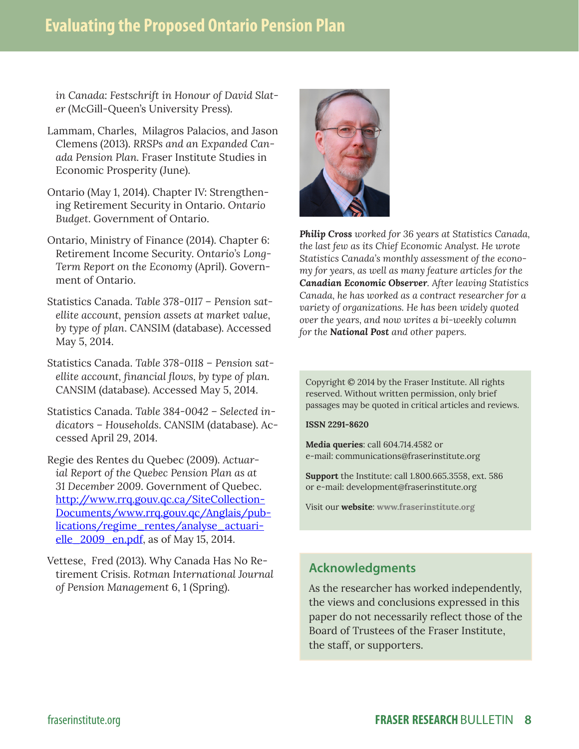in *Canada: Festschrift in Honour of David Slater* (McGill-Queen's University Press).

Lammam, Charles, Milagros Palacios, and Jason Clemens (2013). *RRSPs and an Expanded Canada Pension Plan*. Fraser Institute Studies in Economic Prosperity (June).

Ontario (May 1, 2014). Chapter IV: Strengthening Retirement Security in Ontario. *Ontario Budget*. Government of Ontario.

Ontario, Ministry of Finance (2014). Chapter 6: Retirement Income Security. *Ontario's Long-Term Report on the Economy* (April). Government of Ontario.

Statistics Canada. *Table 378-0117 – Pension satellite account, pension assets at market value, by type of plan*. CANSIM (database). Accessed May 5, 2014.

Statistics Canada. *Table 378-0118 – Pension satellite account, financial flows, by type of plan*. CANSIM (database). Accessed May 5, 2014.

Statistics Canada. *Table 384-0042 – Selected indicators – Households*. CANSIM (database). Accessed April 29, 2014.

Regie des Rentes du Quebec (2009). *Actuarial Report of the Quebec Pension Plan as at 31 December* 2009. Government of Quebec. http://www.rrq.gouv.qc.ca/SiteCollectionDocuments/www.rrq.gouv.qc/Anglais/publications/regime_rentes/analyse_actuarielle_2009_en.pdf, as of May 15, 2014.

Vettese, Fred (2013). Why Canada Has No Retirement Crisis. *Rotman International Journal of Pension Management* 6, 1 (Spring).

***Philip Cross*** *worked for 36 years at Statistics Canada, the last few as its Chief Economic Analyst. He wrote Statistics Canada's monthly assessment of the economy for years, as well as many feature articles for the* ***Canadian Economic Observer****. After leaving Statistics Canada, he has worked as a contract researcher for a variety of organizations. He has been widely quoted over the years, and now writes a bi-weekly column for the* **National Post** *and other papers.*

Copyright © 2014 by the Fraser Institute. All rights reserved. Without written permission, only brief passages may be quoted in critical articles and reviews.

**ISSN 2291-8620**

**Media queries**: call 604.714.4582 or e-mail: communications@fraserinstitute.org

**Support** the Institute: call 1.800.665.3558, ext. 586 or e-mail: development@fraserinstitute.org

Visit our **website**: www.fraserinstitute.org

## Acknowledgments

As the researcher has worked independently, the views and conclusions expressed in this paper do not necessarily reflect those of the Board of Trustees of the Fraser Institute, the staff, or supporters.